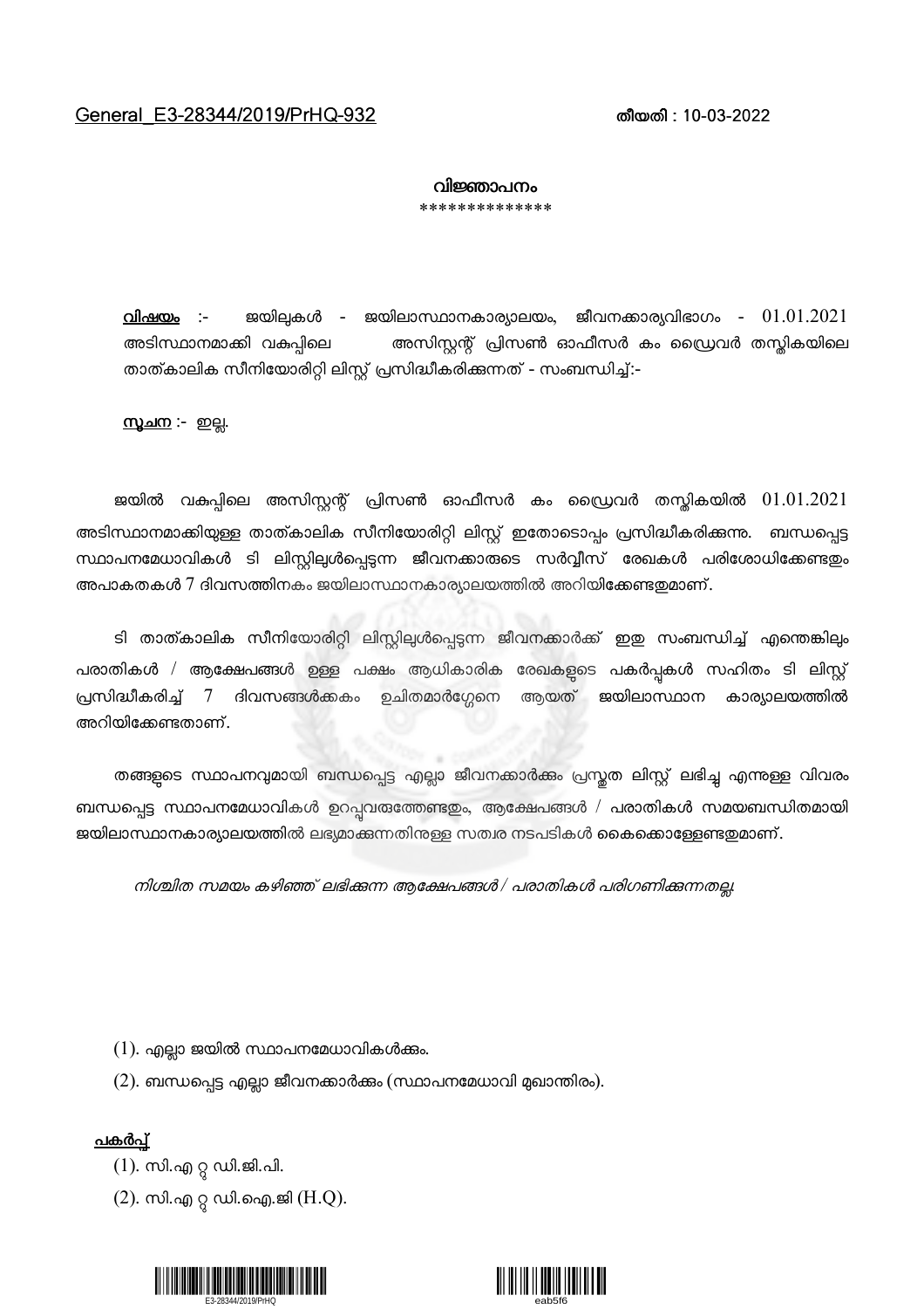General_E3-28344/2019/PrHQ-932 **തീയതി : 10-03-2022**

## വിജ്ഞാപനം

\*\*\*\*\*\*\*\*\*\*\*\*\*\*

**വിഷയം** :- ജയിലുകൾ - ജയിലാസ്ഥാനകാര്യാലയം, ജീവനക്കാര്യവിഭാഗം - 01.01.2021 അടിസ്ഥാനമാക്കി വകുപ്പിലെ അസിസ്റ്റന്റ് പ്രിസൺ ഓഫീസർ കം ഡ്രൈവർ തസ്തികയിലെ താത്കാലിക സീനിയോരിറ്റി ലിസ്റ്റ് പ്രസിദ്ധീകരിക്കുന്നത് - സംബന്ധിച്ച്:-

**സൂചന** :- ഇല്ല.

ജയിൽ വകുപ്പിലെ അസിസ്റ്റന്റ് പ്രിസൺ ഓഫീസർ കം ഡ്രൈവർ തസ്തികയിൽ 01.01.2021 അടിസ്ഥാനമാക്കിയുള്ള താത്കാലിക സീനിയോരിറ്റി ലിസ്റ്റ് ഇതോടൊപ്പം പ്രസിദ്ധീകരിക്കുന്നു. ബന്ധപ്പെട്ട സ്ഥാപനമേധാവികൾ ടി ലിസ്റ്റിലുൾപ്പെടുന്ന ജീവനക്കാരുടെ സർവ്വീസ് രേഖകൾ പരിശോധിക്കേണ്ടതും അപാകതകൾ 7 ദിവസത്തിനകം ജയിലാസ്ഥാനകാര്യാലയത്തിൽ അറിയിക്കേണ്ടതുമാണ്.

ടി താത്കാലിക സീനിയോരിറ്റി ലിസ്റ്റിലുൾപ്പെടുന്ന ജീവനക്കാർക്ക് ഇതു സംബന്ധിച്ച് എന്തെങ്കിലും പരാതികൾ / ആക്ഷേപങ്ങൾ ഉള്ള പക്ഷം ആധികാരിക രേഖകളുടെ പകർപ്പുകൾ സഹിതം ടി ലിസ്റ്റ് പ്രസിദ്ധീകരിച്ച് 7 ദിവസങ്ങൾക്കകം ഉചിതമാർഗ്ഗേനെ ആയത് ജയിലാസ്ഥാന കാര്യാലയത്തിൽ അറിയിക്കേണ്ടതാണ്.

തങ്ങളുടെ സ്ഥാപനവുമായി ബന്ധപ്പെട്ട എല്ലാ ജീവനക്കാർക്കും പ്രസ്തുത ലിസ്റ്റ് ലഭിച്ചു എന്നുള്ള വിവരം ബന്ധപ്പെട്ട സ്ഥാപനമേധാവികൾ ഉറപ്പുവരുത്തേണ്ടതും, ആക്ഷേപങ്ങൾ / പരാതികൾ സമയബന്ധിതമായി ജയിലാസ്ഥാനകാര്യാലയത്തിൽ ലഭ്യമാക്കുന്നതിനുള്ള സത്വര നടപടികൾ കൈക്കൊള്ളേണ്ടതുമാണ്.

*നിശ്ചിത സമയം കഴിഞ്ഞ് ലഭിക്കുന്ന ആക്ഷേപങ്ങൾ / പരാതികൾ പരിഗണിക്കുന്നതല്ല.*

(1). എല്ലാ ജയിൽ സ്ഥാപനമേധാവികൾക്കും.

(2). ബന്ധപ്പെട്ട എല്ലാ ജീവനക്കാർക്കും (സ്ഥാപനമേധാവി മുഖാന്തിരം).

**പകർപ്പ്**

(1). സി.എ റ്റു ഡി.ജി.പി.

(2). സി.എ റ്റു ഡി.ഐ.ജി (H.Q).

E3-28344/2019/PrHQ eab5f6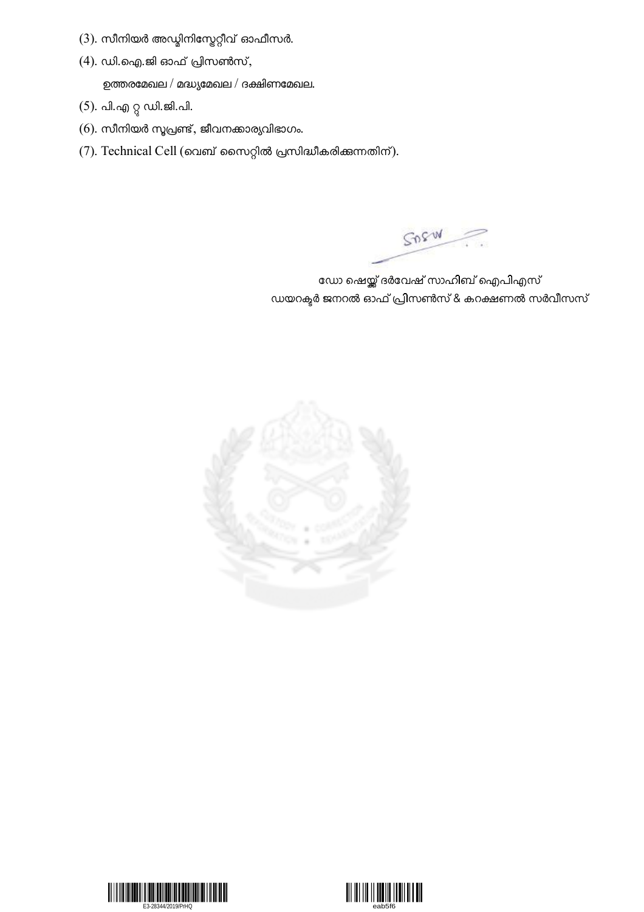(3). സീനിയർ അഡ്മിനിസ്ട്രേറ്റീവ് ഓഫീസർ.

(4). ഡി.ഐ.ജി ഓഫ് പ്രിസൺസ്,

ഉത്തരമേഖല / മദ്ധ്യമേഖല / ദക്ഷിണമേഖല.

(5). പി.എ റ്റു ഡി.ജി.പി.

(6). സീനിയർ സൂപ്രണ്ട്, ജീവനക്കാര്യവിഭാഗം.

(7). Technical Cell (വെബ് സൈറ്റിൽ പ്രസിദ്ധീകരിക്കുന്നതിന്).

ഡോ ഷെയ്ക്ക് ദർവേഷ് സാഹിബ് ഐപിഎസ്
ഡയറക്ടർ ജനറൽ ഓഫ് പ്രിസൺസ് & കറക്ഷണൽ സർവീസസ്

E3-28344/2019/PrHQ

eab5f6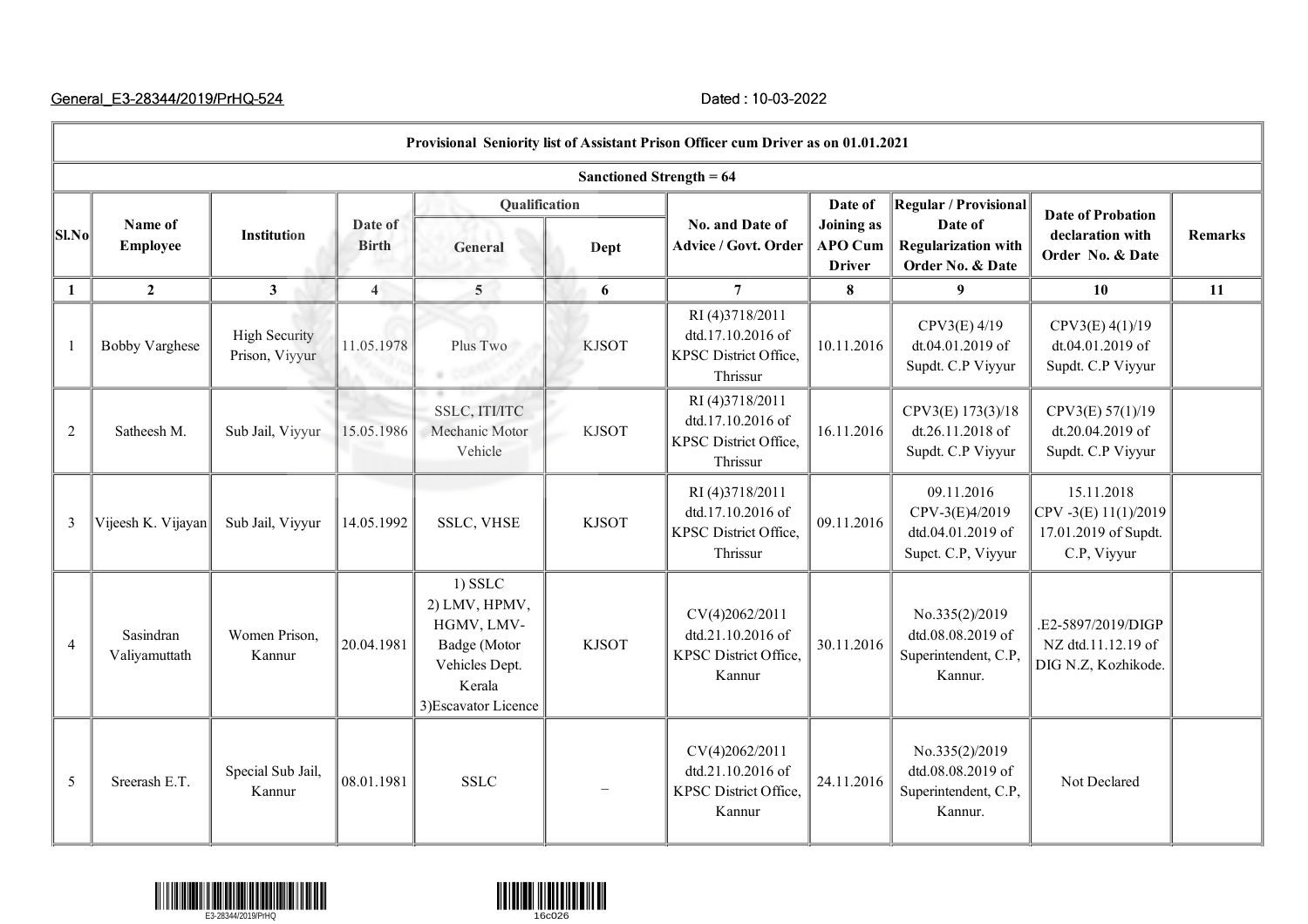General_E3-28344/2019/PrHQ-524 Dated : 10-03-2022

| Sl.No | Name of Employee | Institution | Date of Birth | Qualification | | No. and Date of Advice / Govt. Order | Date of Joining as APO Cum Driver | Regular / Provisional Date of Regularization with Order No. & Date | Date of Probation declaration with Order No. & Date | Remarks |
|---|---|---|---|---|---|---|---|---|---|---|
| | | | | General | Dept | | | | | |
| **Provisional Seniority list of Assistant Prison Officer cum Driver as on 01.01.2021** | | | | | | | | | | |
| **Sanctioned Strength = 64** | | | | | | | | | | |
| 1 | 2 | 3 | 4 | 5 | 6 | 7 | 8 | 9 | 10 | 11 |
| 1 | Bobby Varghese | High Security Prison, Viyyur | 11.05.1978 | Plus Two | KJSOT | RI (4)3718/2011 dtd.17.10.2016 of KPSC District Office, Thrissur | 10.11.2016 | CPV3(E) 4/19 dt.04.01.2019 of Supdt. C.P Viyyur | CPV3(E) 4(1)/19 dt.04.01.2019 of Supdt. C.P Viyyur | |
| 2 | Satheesh M. | Sub Jail, Viyyur | 15.05.1986 | SSLC, ITI/ITC Mechanic Motor Vehicle | KJSOT | RI (4)3718/2011 dtd.17.10.2016 of KPSC District Office, Thrissur | 16.11.2016 | CPV3(E) 173(3)/18 dt.26.11.2018 of Supdt. C.P Viyyur | CPV3(E) 57(1)/19 dt.20.04.2019 of Supdt. C.P Viyyur | |
| 3 | Vijeesh K. Vijayan | Sub Jail, Viyyur | 14.05.1992 | SSLC, VHSE | KJSOT | RI (4)3718/2011 dtd.17.10.2016 of KPSC District Office, Thrissur | 09.11.2016 | 09.11.2016 CPV-3(E)4/2019 dtd.04.01.2019 of Supct. C.P, Viyyur | 15.11.2018 CPV -3(E) 11(1)/2019 17.01.2019 of Supdt. C.P, Viyyur | |
| 4 | Sasindran Valiyamuttath | Women Prison, Kannur | 20.04.1981 | 1) SSLC 2) LMV, HPMV, HGMV, LMV-Badge (Motor Vehicles Dept. Kerala 3)Escavator Licence | KJSOT | CV(4)2062/2011 dtd.21.10.2016 of KPSC District Office, Kannur | 30.11.2016 | No.335(2)/2019 dtd.08.08.2019 of Superintendent, C.P, Kannur. | .E2-5897/2019/DIGP NZ dtd.11.12.19 of DIG N.Z, Kozhikode. | |
| 5 | Sreerash E.T. | Special Sub Jail, Kannur | 08.01.1981 | SSLC | – | CV(4)2062/2011 dtd.21.10.2016 of KPSC District Office, Kannur | 24.11.2016 | No.335(2)/2019 dtd.08.08.2019 of Superintendent, C.P, Kannur. | Not Declared | |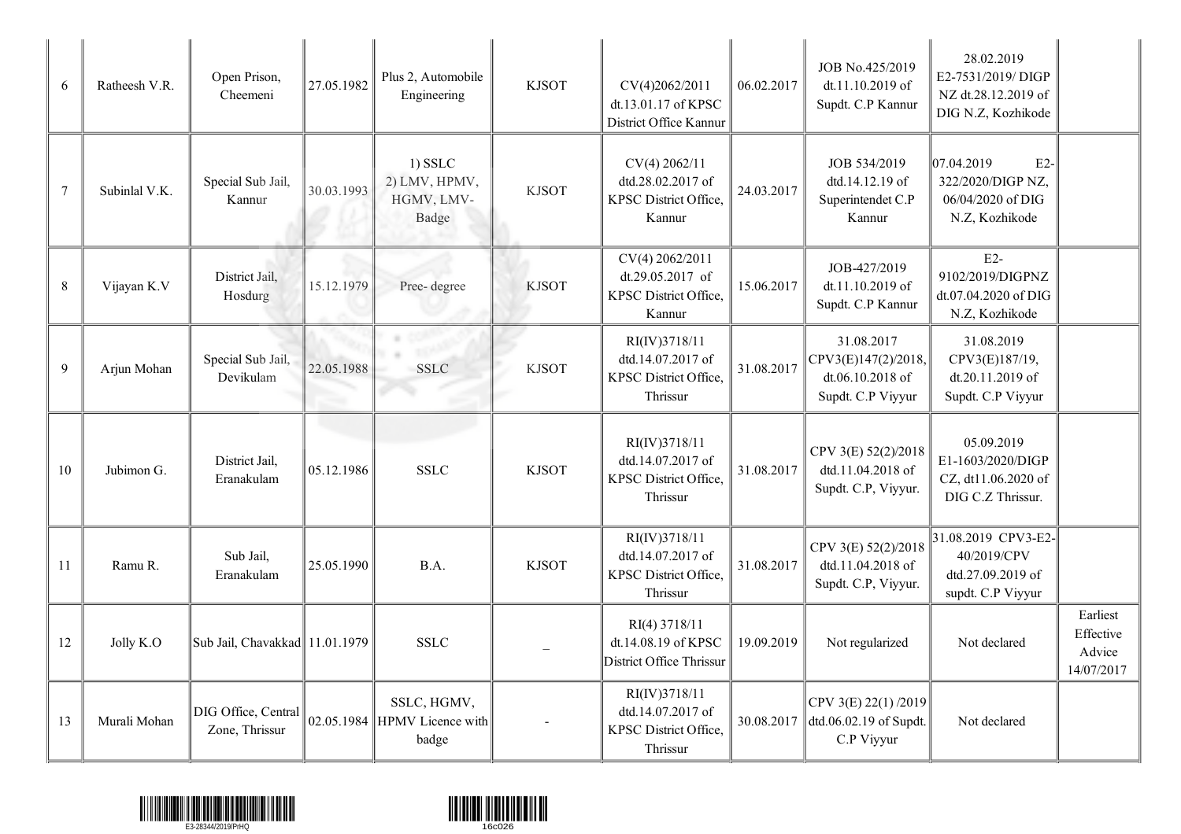| 6 | Ratheesh V.R. | Open Prison, Cheemeni | 27.05.1982 | Plus 2, Automobile Engineering | KJSOT | CV(4)2062/2011 dt.13.01.17 of KPSC District Office Kannur | 06.02.2017 | JOB No.425/2019 dt.11.10.2019 of Supdt. C.P Kannur | 28.02.2019 E2-7531/2019/ DIGP NZ dt.28.12.2019 of DIG N.Z, Kozhikode | |
|---|---|---|---|---|---|---|---|---|---|---|
| 7 | Subinlal V.K. | Special Sub Jail, Kannur | 30.03.1993 | 1) SSLC 2) LMV, HPMV, HGMV, LMV- Badge | KJSOT | CV(4) 2062/11 dtd.28.02.2017 of KPSC District Office, Kannur | 24.03.2017 | JOB 534/2019 dtd.14.12.19 of Superintendet C.P Kannur | 07.04.2019 E2-322/2020/DIGP NZ, 06/04/2020 of DIG N.Z, Kozhikode | |
| 8 | Vijayan K.V | District Jail, Hosdurg | 15.12.1979 | Pree- degree | KJSOT | CV(4) 2062/2011 dt.29.05.2017 of KPSC District Office, Kannur | 15.06.2017 | JOB-427/2019 dt.11.10.2019 of Supdt. C.P Kannur | E2-9102/2019/DIGPNZ dt.07.04.2020 of DIG N.Z, Kozhikode | |
| 9 | Arjun Mohan | Special Sub Jail, Devikulam | 22.05.1988 | SSLC | KJSOT | RI(IV)3718/11 dtd.14.07.2017 of KPSC District Office, Thrissur | 31.08.2017 | 31.08.2017 CPV3(E)147(2)/2018, dt.06.10.2018 of Supdt. C.P Viyyur | 31.08.2019 CPV3(E)187/19, dt.20.11.2019 of Supdt. C.P Viyyur | |
| 10 | Jubimon G. | District Jail, Eranakulam | 05.12.1986 | SSLC | KJSOT | RI(IV)3718/11 dtd.14.07.2017 of KPSC District Office, Thrissur | 31.08.2017 | CPV 3(E) 52(2)/2018 dtd.11.04.2018 of Supdt. C.P, Viyyur. | 05.09.2019 E1-1603/2020/DIGP CZ, dt11.06.2020 of DIG C.Z Thrissur. | |
| 11 | Ramu R. | Sub Jail, Eranakulam | 25.05.1990 | B.A. | KJSOT | RI(IV)3718/11 dtd.14.07.2017 of KPSC District Office, Thrissur | 31.08.2017 | CPV 3(E) 52(2)/2018 dtd.11.04.2018 of Supdt. C.P, Viyyur. | 31.08.2019 CPV3-E2-40/2019/CPV dtd.27.09.2019 of supdt. C.P Viyyur | |
| 12 | Jolly K.O | Sub Jail, Chavakkad | 11.01.1979 | SSLC | _ | RI(4) 3718/11 dt.14.08.19 of KPSC District Office Thrissur | 19.09.2019 | Not regularized | Not declared | Earliest Effective Advice 14/07/2017 |
| 13 | Murali Mohan | DIG Office, Central Zone, Thrissur | 02.05.1984 | SSLC, HGMV, HPMV Licence with badge | - | RI(IV)3718/11 dtd.14.07.2017 of KPSC District Office, Thrissur | 30.08.2017 | CPV 3(E) 22(1) /2019 dtd.06.02.19 of Supdt. C.P Viyyur | Not declared | |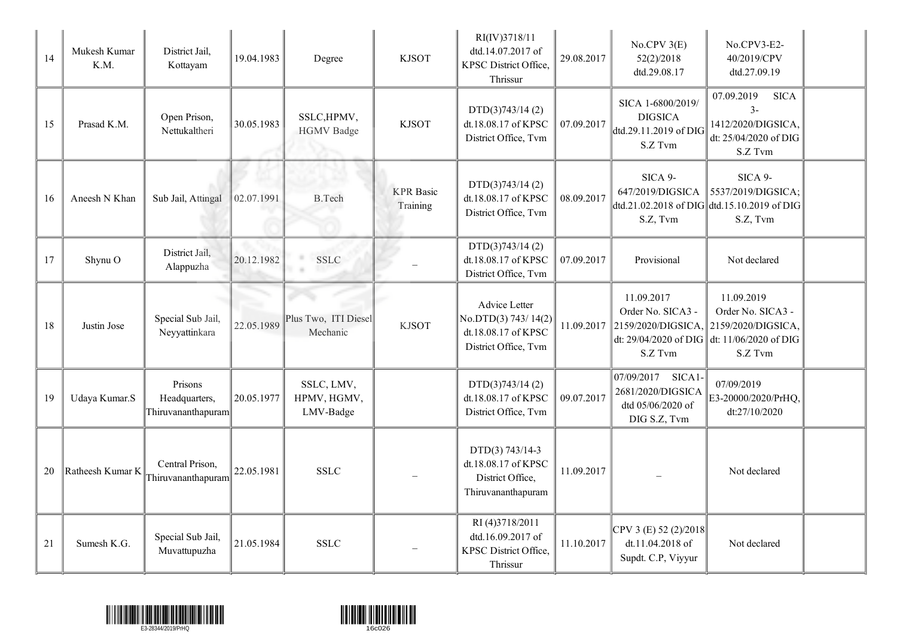| 14 | Mukesh Kumar K.M. | District Jail, Kottayam | 19.04.1983 | Degree | KJSOT | RI(IV)3718/11 dtd.14.07.2017 of KPSC District Office, Thrissur | 29.08.2017 | No.CPV 3(E) 52(2)/2018 dtd.29.08.17 | No.CPV3-E2-40/2019/CPV dtd.27.09.19 | |
|---|---|---|---|---|---|---|---|---|---|---|
| 15 | Prasad K.M. | Open Prison, Nettukaltheri | 30.05.1983 | SSLC,HPMV, HGMV Badge | KJSOT | DTD(3)743/14 (2) dt.18.08.17 of KPSC District Office, Tvm | 07.09.2017 | SICA 1-6800/2019/ DIGSICA dtd.29.11.2019 of DIG S.Z Tvm | 07.09.2019 SICA 3-1412/2020/DIGSICA, dt: 25/04/2020 of DIG S.Z Tvm | |
| 16 | Aneesh N Khan | Sub Jail, Attingal | 02.07.1991 | B.Tech | KPR Basic Training | DTD(3)743/14 (2) dt.18.08.17 of KPSC District Office, Tvm | 08.09.2017 | SICA 9-647/2019/DIGSICA dtd.21.02.2018 of DIG S.Z, Tvm | SICA 9-5537/2019/DIGSICA; dtd.15.10.2019 of DIG S.Z, Tvm | |
| 17 | Shynu O | District Jail, Alappuzha | 20.12.1982 | SSLC | – | DTD(3)743/14 (2) dt.18.08.17 of KPSC District Office, Tvm | 07.09.2017 | Provisional | Not declared | |
| 18 | Justin Jose | Special Sub Jail, Neyyattinkara | 22.05.1989 | Plus Two, ITI Diesel Mechanic | KJSOT | Advice Letter No.DTD(3) 743/ 14(2) dt.18.08.17 of KPSC District Office, Tvm | 11.09.2017 | 11.09.2017 Order No. SICA3 - 2159/2020/DIGSICA, dt: 29/04/2020 of DIG S.Z Tvm | 11.09.2019 Order No. SICA3 - 2159/2020/DIGSICA, dt: 11/06/2020 of DIG S.Z Tvm | |
| 19 | Udaya Kumar.S | Prisons Headquarters, Thiruvananthapuram | 20.05.1977 | SSLC, LMV, HPMV, HGMV, LMV-Badge | | DTD(3)743/14 (2) dt.18.08.17 of KPSC District Office, Tvm | 09.07.2017 | 07/09/2017 SICA1-2681/2020/DIGSICA dtd 05/06/2020 of DIG S.Z, Tvm | 07/09/2019 E3-20000/2020/PrHQ, dt:27/10/2020 | |
| 20 | Ratheesh Kumar K | Central Prison, Thiruvananthapuram | 22.05.1981 | SSLC | – | DTD(3) 743/14-3 dt.18.08.17 of KPSC District Office, Thiruvananthapuram | 11.09.2017 | – | Not declared | |
| 21 | Sumesh K.G. | Special Sub Jail, Muvattupuzha | 21.05.1984 | SSLC | – | RI (4)3718/2011 dtd.16.09.2017 of KPSC District Office, Thrissur | 11.10.2017 | CPV 3 (E) 52 (2)/2018 dt.11.04.2018 of Supdt. C.P, Viyyur | Not declared | |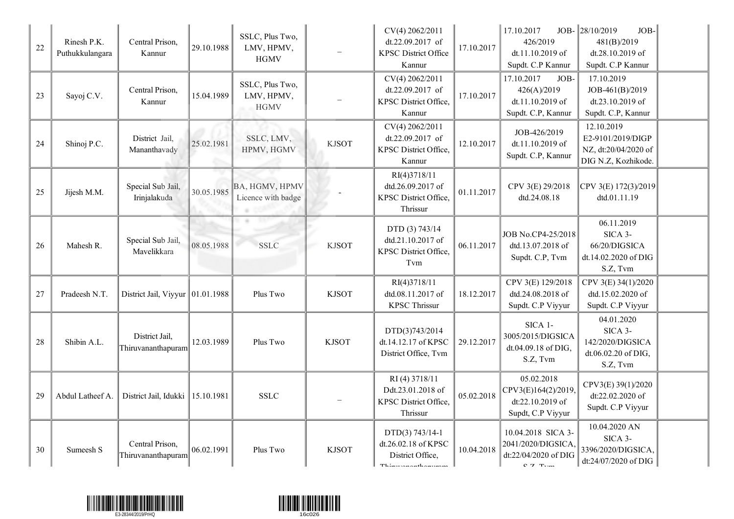| 22 | Rinesh P.K. Puthukkulangara | Central Prison, Kannur | 29.10.1988 | SSLC, Plus Two, LMV, HPMV, HGMV | – | CV(4) 2062/2011 dt.22.09.2017 of KPSC District Office Kannur | 17.10.2017 | 17.10.2017 JOB-426/2019 dt.11.10.2019 of Supdt. C.P Kannur | 28/10/2019 JOB-481(B)/2019 dt.28.10.2019 of Supdt. C.P Kannur | |
|---|---|---|---|---|---|---|---|---|---|---|
| 23 | Sayoj C.V. | Central Prison, Kannur | 15.04.1989 | SSLC, Plus Two, LMV, HPMV, HGMV | – | CV(4) 2062/2011 dt.22.09.2017 of KPSC District Office, Kannur | 17.10.2017 | 17.10.2017 JOB-426(A)/2019 dt.11.10.2019 of Supdt. C.P, Kannur | 17.10.2019 JOB-461(B)/2019 dt.23.10.2019 of Supdt. C.P, Kannur | |
| 24 | Shinoj P.C. | District Jail, Mananthavady | 25.02.1981 | SSLC, LMV, HPMV, HGMV | KJSOT | CV(4) 2062/2011 dt.22.09.2017 of KPSC District Office, Kannur | 12.10.2017 | JOB-426/2019 dt.11.10.2019 of Supdt. C.P, Kannur | 12.10.2019 E2-9101/2019/DIGP NZ, dt:20/04/2020 of DIG N.Z, Kozhikode. | |
| 25 | Jijesh M.M. | Special Sub Jail, Irinjalakuda | 30.05.1985 | BA, HGMV, HPMV Licence with badge | - | RI(4)3718/11 dtd.26.09.2017 of KPSC District Office, Thrissur | 01.11.2017 | CPV 3(E) 29/2018 dtd.24.08.18 | CPV 3(E) 172(3)/2019 dtd.01.11.19 | |
| 26 | Mahesh R. | Special Sub Jail, Mavelikkara | 08.05.1988 | SSLC | KJSOT | DTD (3) 743/14 dtd.21.10.2017 of KPSC District Office, Tvm | 06.11.2017 | JOB No.CP4-25/2018 dtd.13.07.2018 of Supdt. C.P, Tvm | 06.11.2019 SICA 3-66/20/DIGSICA dt.14.02.2020 of DIG S.Z, Tvm | |
| 27 | Pradeesh N.T. | District Jail, Viyyur | 01.01.1988 | Plus Two | KJSOT | RI(4)3718/11 dtd.08.11.2017 of KPSC Thrissur | 18.12.2017 | CPV 3(E) 129/2018 dtd.24.08.2018 of Supdt. C.P Viyyur | CPV 3(E) 34(1)/2020 dtd.15.02.2020 of Supdt. C.P Viyyur | |
| 28 | Shibin A.L. | District Jail, Thiruvananthapuram | 12.03.1989 | Plus Two | KJSOT | DTD(3)743/2014 dt.14.12.17 of KPSC District Office, Tvm | 29.12.2017 | SICA 1-3005/2015/DIGSICA dt.04.09.18 of DIG, S.Z, Tvm | 04.01.2020 SICA 3-142/2020/DIGSICA dt.06.02.20 of DIG, S.Z, Tvm | |
| 29 | Abdul Latheef A. | District Jail, Idukki | 15.10.1981 | SSLC | – | RI (4) 3718/11 Ddt.23.01.2018 of KPSC District Office, Thrissur | 05.02.2018 | 05.02.2018 CPV3(E)164(2)/2019, dt:22.10.2019 of Supdt, C.P Viyyur | CPV3(E) 39(1)/2020 dt:22.02.2020 of Supdt. C.P Viyyur | |
| 30 | Sumeesh S | Central Prison, Thiruvananthapuram | 06.02.1991 | Plus Two | KJSOT | DTD(3) 743/14-1 dt.26.02.18 of KPSC District Office, Thiruvananthapuram | 10.04.2018 | 10.04.2018 SICA 3-2041/2020/DIGSICA, dt:22/04/2020 of DIG S.Z, Tvm | 10.04.2020 AN SICA 3-3396/2020/DIGSICA, dt:24/07/2020 of DIG | |

E3-28344/2019/PrHQ

16c026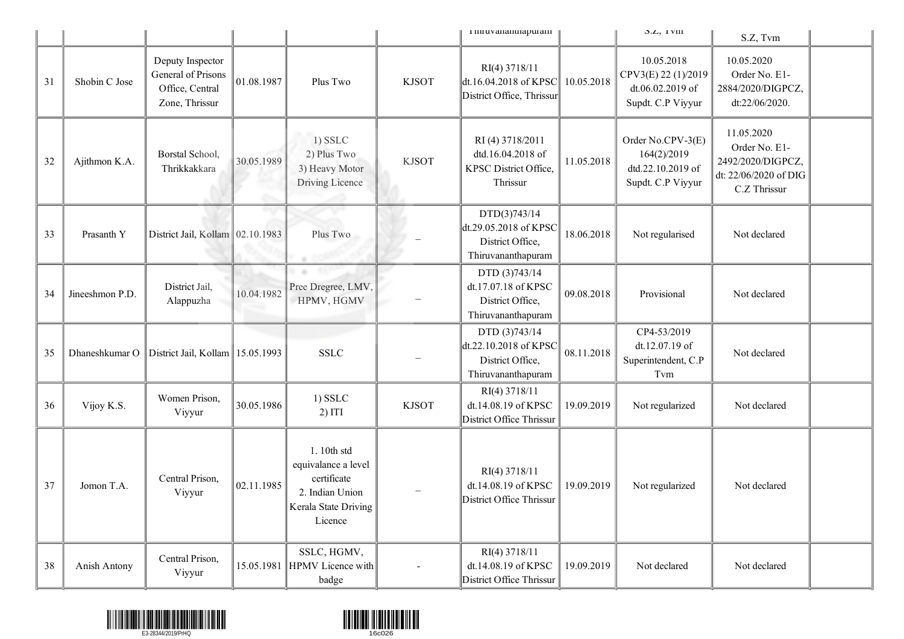| | | | | | | Thiruvananthapuram | | S.Z, Tvm | S.Z, Tvm | |
|---|---|---|---|---|---|---|---|---|---|---|
| 31 | Shobin C Jose | Deputy Inspector General of Prisons Office, Central Zone, Thrissur | 01.08.1987 | Plus Two | KJSOT | RI(4) 3718/11 dt.16.04.2018 of KPSC District Office, Thrissur | 10.05.2018 | 10.05.2018 CPV3(E) 22 (1)/2019 dt.06.02.2019 of Supdt. C.P Viyyur | 10.05.2020 Order No. E1-2884/2020/DIGPCZ, dt:22/06/2020. | |
| 32 | Ajithmon K.A. | Borstal School, Thrikkakkara | 30.05.1989 | 1) SSLC 2) Plus Two 3) Heavy Motor Driving Licence | KJSOT | RI (4) 3718/2011 dtd.16.04.2018 of KPSC District Office, Thrissur | 11.05.2018 | Order No.CPV-3(E) 164(2)/2019 dtd.22.10.2019 of Supdt. C.P Viyyur | 11.05.2020 Order No. E1-2492/2020/DIGPCZ, dt: 22/06/2020 of DIG C.Z Thrissur | |
| 33 | Prasanth Y | District Jail, Kollam | 02.10.1983 | Plus Two | – | DTD(3)743/14 dt.29.05.2018 of KPSC District Office, Thiruvananthapuram | 18.06.2018 | Not regularised | Not declared | |
| 34 | Jineeshmon P.D. | District Jail, Alappuzha | 10.04.1982 | Pree Dregree, LMV, HPMV, HGMV | – | DTD (3)743/14 dt.17.07.18 of KPSC District Office, Thiruvananthapuram | 09.08.2018 | Provisional | Not declared | |
| 35 | Dhaneshkumar O | District Jail, Kollam | 15.05.1993 | SSLC | – | DTD (3)743/14 dt.22.10.2018 of KPSC District Office, Thiruvananthapuram | 08.11.2018 | CP4-53/2019 dt.12.07.19 of Superintendent, C.P Tvm | Not declared | |
| 36 | Vijoy K.S. | Women Prison, Viyyur | 30.05.1986 | 1) SSLC 2) ITI | KJSOT | RI(4) 3718/11 dt.14.08.19 of KPSC District Office Thrissur | 19.09.2019 | Not regularized | Not declared | |
| 37 | Jomon T.A. | Central Prison, Viyyur | 02.11.1985 | 1. 10th std equivalance a level certificate 2. Indian Union Kerala State Driving Licence | – | RI(4) 3718/11 dt.14.08.19 of KPSC District Office Thrissur | 19.09.2019 | Not regularized | Not declared | |
| 38 | Anish Antony | Central Prison, Viyyur | 15.05.1981 | SSLC, HGMV, HPMV Licence with badge | - | RI(4) 3718/11 dt.14.08.19 of KPSC District Office Thrissur | 19.09.2019 | Not declared | Not declared | |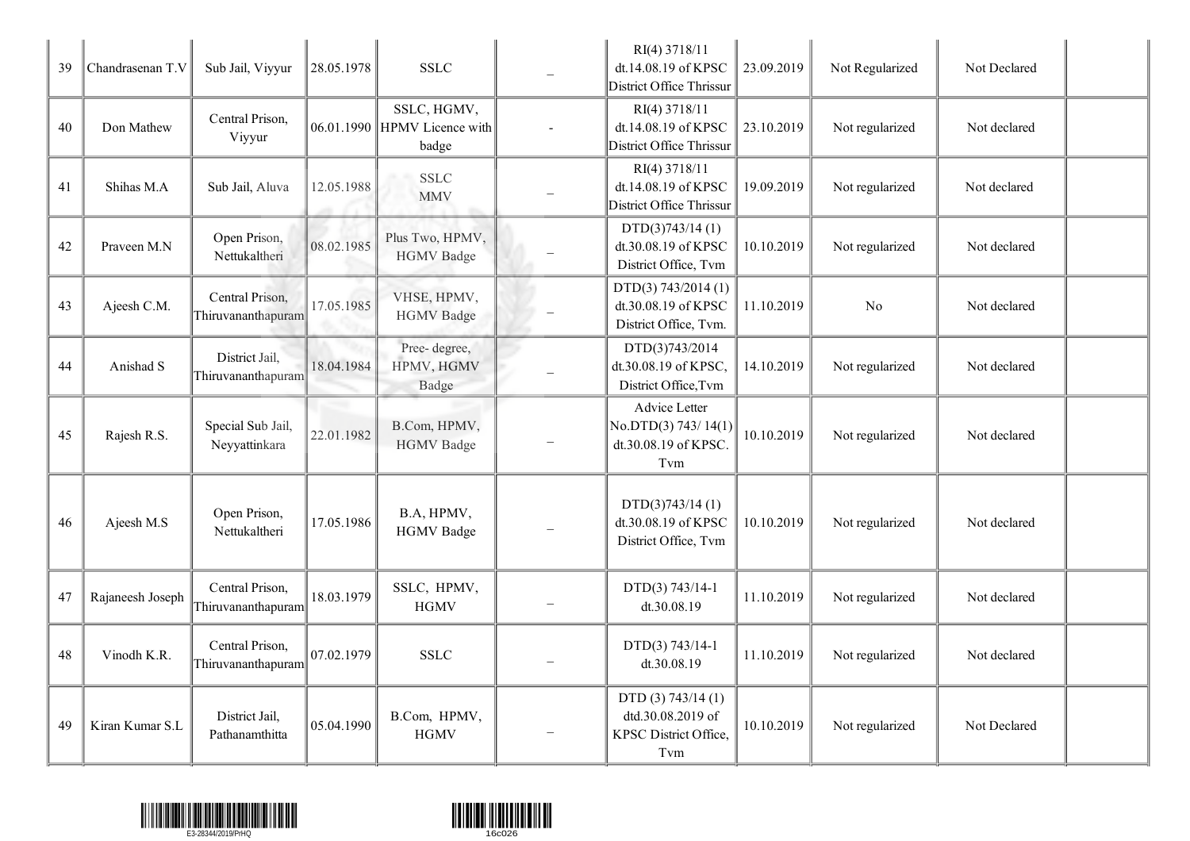| | | | | | | | | | | |
|---|---|---|---|---|---|---|---|---|---|---|
| 39 | Chandrasenan T.V | Sub Jail, Viyyur | 28.05.1978 | SSLC | _ | RI(4) 3718/11 dt.14.08.19 of KPSC District Office Thrissur | 23.09.2019 | Not Regularized | Not Declared | |
| 40 | Don Mathew | Central Prison, Viyyur | 06.01.1990 | SSLC, HGMV, HPMV Licence with badge | - | RI(4) 3718/11 dt.14.08.19 of KPSC District Office Thrissur | 23.10.2019 | Not regularized | Not declared | |
| 41 | Shihas M.A | Sub Jail, Aluva | 12.05.1988 | SSLC MMV | _ | RI(4) 3718/11 dt.14.08.19 of KPSC District Office Thrissur | 19.09.2019 | Not regularized | Not declared | |
| 42 | Praveen M.N | Open Prison, Nettukaltheri | 08.02.1985 | Plus Two, HPMV, HGMV Badge | _ | DTD(3)743/14 (1) dt.30.08.19 of KPSC District Office, Tvm | 10.10.2019 | Not regularized | Not declared | |
| 43 | Ajeesh C.M. | Central Prison, Thiruvananthapuram | 17.05.1985 | VHSE, HPMV, HGMV Badge | _ | DTD(3) 743/2014 (1) dt.30.08.19 of KPSC District Office, Tvm. | 11.10.2019 | No | Not declared | |
| 44 | Anishad S | District Jail, Thiruvananthapuram | 18.04.1984 | Pree- degree, HPMV, HGMV Badge | _ | DTD(3)743/2014 dt.30.08.19 of KPSC, District Office,Tvm | 14.10.2019 | Not regularized | Not declared | |
| 45 | Rajesh R.S. | Special Sub Jail, Neyyattinkara | 22.01.1982 | B.Com, HPMV, HGMV Badge | _ | Advice Letter No.DTD(3) 743/ 14(1) dt.30.08.19 of KPSC. Tvm | 10.10.2019 | Not regularized | Not declared | |
| 46 | Ajeesh M.S | Open Prison, Nettukaltheri | 17.05.1986 | B.A, HPMV, HGMV Badge | _ | DTD(3)743/14 (1) dt.30.08.19 of KPSC District Office, Tvm | 10.10.2019 | Not regularized | Not declared | |
| 47 | Rajaneesh Joseph | Central Prison, Thiruvananthapuram | 18.03.1979 | SSLC, HPMV, HGMV | _ | DTD(3) 743/14-1 dt.30.08.19 | 11.10.2019 | Not regularized | Not declared | |
| 48 | Vinodh K.R. | Central Prison, Thiruvananthapuram | 07.02.1979 | SSLC | _ | DTD(3) 743/14-1 dt.30.08.19 | 11.10.2019 | Not regularized | Not declared | |
| 49 | Kiran Kumar S.L | District Jail, Pathanamthitta | 05.04.1990 | B.Com, HPMV, HGMV | _ | DTD (3) 743/14 (1) dtd.30.08.2019 of KPSC District Office, Tvm | 10.10.2019 | Not regularized | Not Declared | |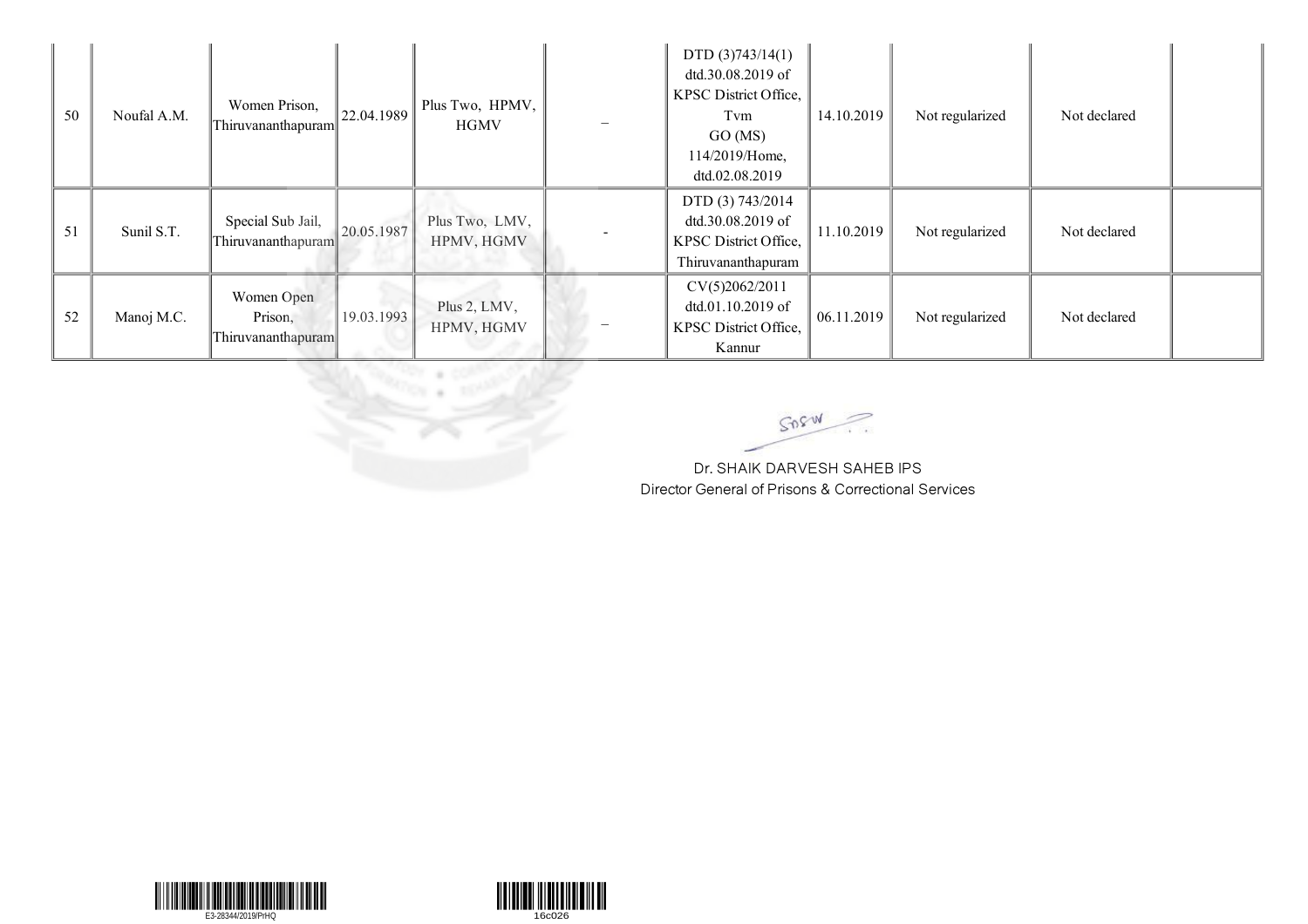| | | | | | | | | | | |
|---|---|---|---|---|---|---|---|---|---|---|
| 50 | Noufal A.M. | Women Prison, Thiruvananthapuram | 22.04.1989 | Plus Two, HPMV, HGMV | – | DTD (3)743/14(1) dtd.30.08.2019 of KPSC District Office, Tvm GO (MS) 114/2019/Home, dtd.02.08.2019 | 14.10.2019 | Not regularized | Not declared | |
| 51 | Sunil S.T. | Special Sub Jail, Thiruvananthapuram | 20.05.1987 | Plus Two, LMV, HPMV, HGMV | - | DTD (3) 743/2014 dtd.30.08.2019 of KPSC District Office, Thiruvananthapuram | 11.10.2019 | Not regularized | Not declared | |
| 52 | Manoj M.C. | Women Open Prison, Thiruvananthapuram | 19.03.1993 | Plus 2, LMV, HPMV, HGMV | – | CV(5)2062/2011 dtd.01.10.2019 of KPSC District Office, Kannur | 06.11.2019 | Not regularized | Not declared | |

Dr. SHAIK DARVESH SAHEB IPS
Director General of Prisons & Correctional Services

E3-28344/2019/PrHQ

16c026